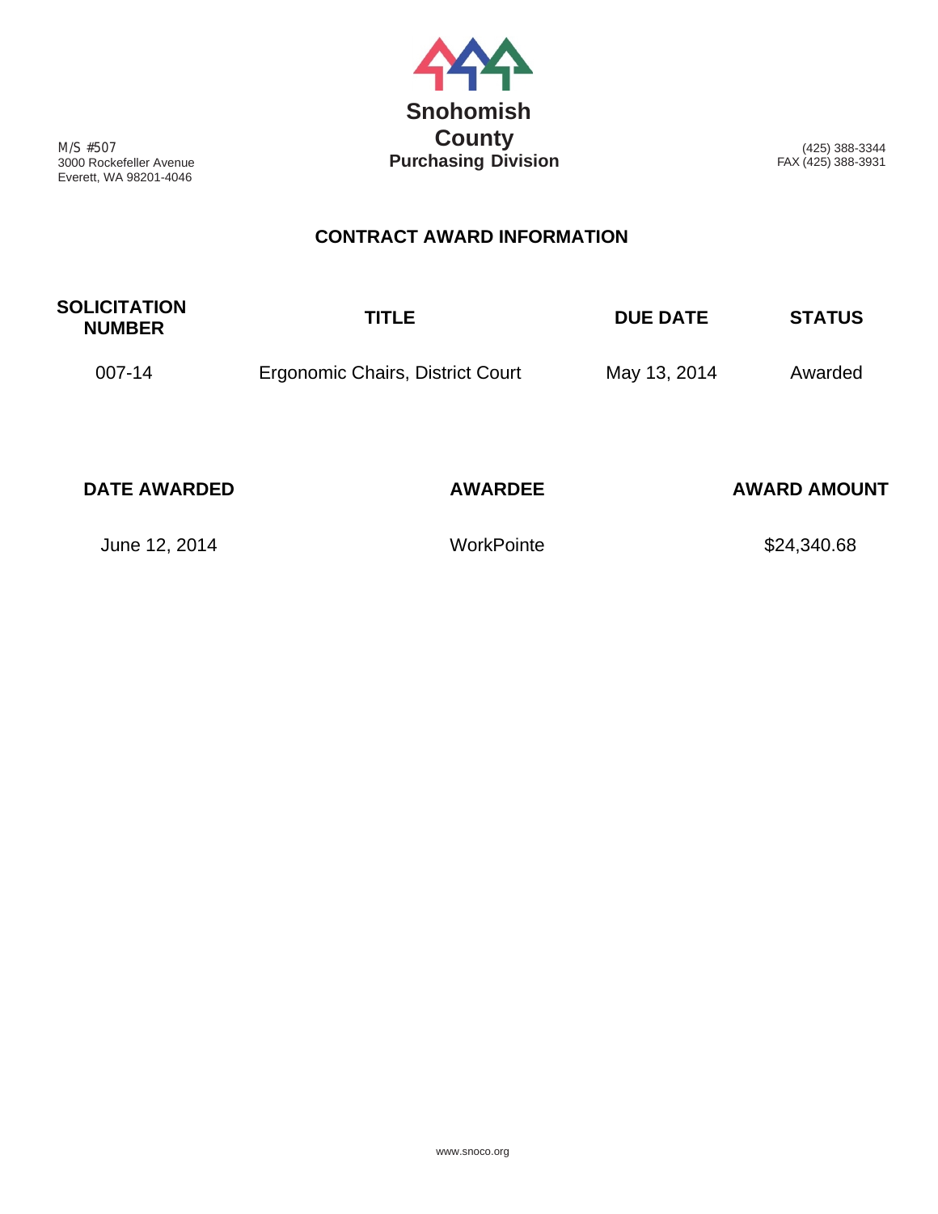M/S #507
3000 Rockefeller Avenue
Everett, WA 98201-4046

**Snohomish County**
**Purchasing Division**

(425) 388-3344
FAX (425) 388-3931

## CONTRACT AWARD INFORMATION

| SOLICITATION NUMBER | TITLE | DUE DATE | STATUS |
|---|---|---|---|
| 007-14 | Ergonomic Chairs, District Court | May 13, 2014 | Awarded |

| DATE AWARDED | AWARDEE | AWARD AMOUNT |
|---|---|---|
| June 12, 2014 | WorkPointe | $24,340.68 |

www.snoco.org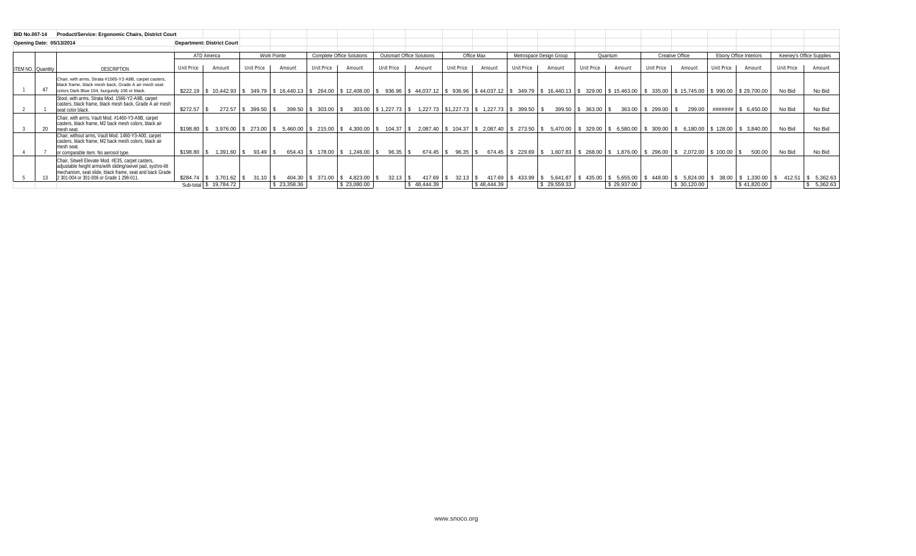**BID No.007-14** **Product/Service: Ergonomic Chairs, District Court**

**Opening Date: 05/13/2014** **Department: District Court**

| | | | ATD America | | Work Pointe | | Complete Office Solutions | | Outsmart Office Solutions | | Office Max | | Metrospace Design Group | | Quantum | | Creative Office | | Ebony Office Interiors | | Keeney's Office Supplies | |
|---|---|---|---|---|---|---|---|---|---|---|---|---|---|---|---|---|---|---|---|---|---|---|
| ITEM NO. | Quantity | DESCRIPTION | Unit Price | Amount | Unit Price | Amount | Unit Price | Amount | Unit Price | Amount | Unit Price | Amount | Unit Price | Amount | Unit Price | Amount | Unit Price | Amount | Unit Price | Amount | Unit Price | Amount |
| 1 | 47 | Chair, with arms, Strata #1565-Y2-A9B, carpet casters, black frame, black mesh back, Grade A air mesh seat colors Dark Blue 104, burgundy 106 or black. | $222.19 | $ 10,442.93 | $ 349.79 | $ 16,440.13 | $ 264.00 | $ 12,408.00 | $ 936.96 | $ 44,037.12 | $ 936.96 | $ 44,037.12 | $ 349.79 | $ 16,440.13 | $ 329.00 | $ 15,463.00 | $ 335.00 | $ 15,745.00 | $ 990.00 | $ 29,700.00 | No Bid | No Bid |
| 2 | 1 | Stool, with arms, Strata Mod. 1566-Y2-A9B, carpet casters, black frame, black mesh back, Grade A air mesh seat color black. | $272.57 | $ 272.57 | $ 399.50 | $ 399.50 | $ 303.00 | $ 303.00 | $ 1,227.73 | $ 1,227.73 | $1,227.73 | $ 1,227.73 | $ 399.50 | $ 399.50 | $ 363.00 | $ 363.00 | $ 299.00 | $ 299.00 | ####### | $ 6,450.00 | No Bid | No Bid |
| 3 | 20 | Chair, with arms, Vault Mod. #1460-Y3-A9B, carpet casters, black frame, M2 back mesh colors, black air mesh seat. | $198.80 | $ 3,976.00 | $ 273.00 | $ 5,460.00 | $ 215.00 | $ 4,300.00 | $ 104.37 | $ 2,087.40 | $ 104.37 | $ 2,087.40 | $ 273.50 | $ 5,470.00 | $ 329.00 | $ 6,580.00 | $ 309.00 | $ 6,180.00 | $ 128.00 | $ 3,840.00 | No Bid | No Bid |
| 4 | 7 | Chair, without arms, Vault Mod. 1460-Y3-A00, carpet casters, black frame, M2 back mesh colors, black air mesh seat. or comparable item. No aerosol type. | $198.80 | $ 1,391.60 | $ 93.49 | $ 654.43 | $ 178.00 | $ 1,246.00 | $ 96.35 | $ 674.45 | $ 96.35 | $ 674.45 | $ 229.69 | $ 1,607.83 | $ 268.00 | $ 1,876.00 | $ 296.00 | $ 2,072.00 | $ 100.00 | $ 500.00 | No Bid | No Bid |
| 5 | 13 | Chair, Sitwell Elevate Mod. #E35, carpet casters, adjustable height arms/with sliding/swivel pad, sychro-tilt mechanism, seat slide, black frame, seat and back Grade 2 301-004 or 301-006 or Grade 1 298-011. | $284.74 | $ 3,701.62 | $ 31.10 | $ 404.30 | $ 371.00 | $ 4,823.00 | $ 32.13 | $ 417.69 | $ 32.13 | $ 417.69 | $ 433.99 | $ 5,641.87 | $ 435.00 | $ 5,655.00 | $ 448.00 | $ 5,824.00 | $ 38.00 | $ 1,330.00 | $ 412.51 | $ 5,362.63 |
| | | | Sub-total | $ 19,784.72 | | $ 23,358.36 | | $ 23,080.00 | | $ 48,444.39 | | $ 48,444.39 | | $ 29,559.33 | | $ 29,937.00 | | $ 30,120.00 | | $ 41,820.00 | | $ 5,362.63 |

www.snoco.org